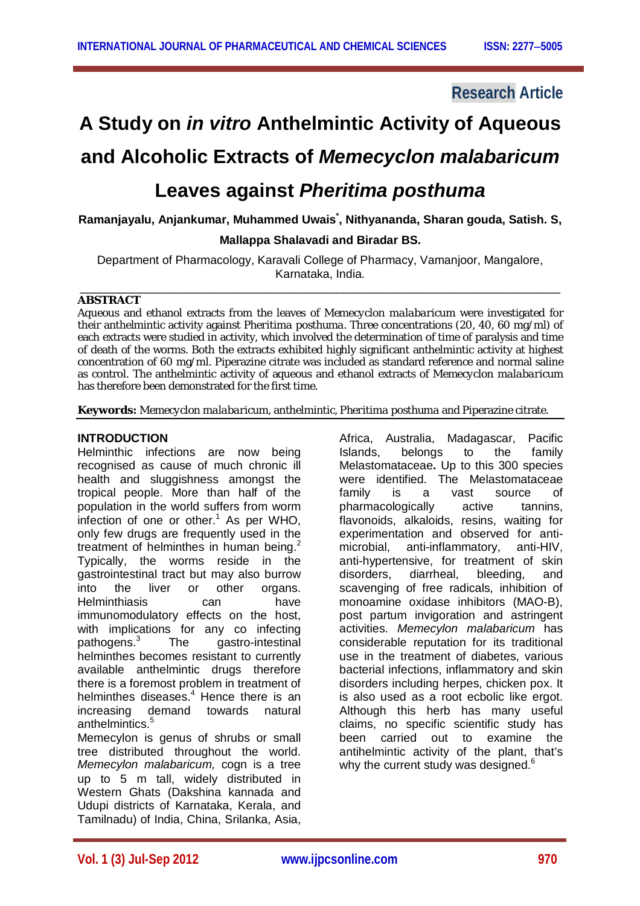Research Article

# A Study on *in vitro* Anthelmintic Activity of Aqueous and Alcoholic Extracts of *Memecyclon malabaricum* Leaves against *Pheritima posthuma*

**Ramanjayalu, Anjankumar, Muhammed Uwais*, Nithyananda, Sharan gouda, Satish. S, Mallappa Shalavadi and Biradar BS.**

Department of Pharmacology, Karavali College of Pharmacy, Vamanjoor, Mangalore, Karnataka, India.

## ABSTRACT

Aqueous and ethanol extracts from the leaves of Memecyclon *malabaricum* were investigated for their anthelmintic activity against Pheritima posthuma. Three concentrations (20, 40, 60 mg/ml) of each extracts were studied in activity, which involved the determination of time of paralysis and time of death of the worms. Both the extracts exhibited highly significant anthelmintic activity at highest concentration of 60 mg/ml. Piperazine citrate was included as standard reference and normal saline as control. The anthelmintic activity of aqueous and ethanol extracts of Memecyclon *malabaricum* has therefore been demonstrated for the first time.

**Keywords:** Memecyclon *malabaricum*, anthelmintic, Pheritima posthuma and Piperazine citrate.

## INTRODUCTION

Helminthic infections are now being recognised as cause of much chronic ill health and sluggishness amongst the tropical people. More than half of the population in the world suffers from worm infection of one or other.[1] As per WHO, only few drugs are frequently used in the treatment of helminthes in human being.[2] Typically, the worms reside in the gastrointestinal tract but may also burrow into the liver or other organs. Helminthiasis can have immunomodulatory effects on the host, with implications for any co infecting pathogens.[3] The gastro-intestinal helminthes becomes resistant to currently available anthelmintic drugs therefore there is a foremost problem in treatment of helminthes diseases.[4] Hence there is an increasing demand towards natural anthelmintics.[5]

Memecylon is genus of shrubs or small tree distributed throughout the world. *Memecylon malabaricum,* cogn is a tree up to 5 m tall, widely distributed in Western Ghats (Dakshina kannada and Udupi districts of Karnataka, Kerala, and Tamilnadu) of India, China, Srilanka, Asia, Africa, Australia, Madagascar, Pacific Islands, belongs to the family Melastomataceae**.** Up to this 300 species were identified. The Melastomataceae family is a vast source of pharmacologically active tannins, flavonoids, alkaloids, resins, waiting for experimentation and observed for anti-microbial, anti-inflammatory, anti-HIV, anti-hypertensive, for treatment of skin disorders, diarrheal, bleeding, and scavenging of free radicals, inhibition of monoamine oxidase inhibitors (MAO-B), post partum invigoration and astringent activities. *Memecylon malabaricum* has considerable reputation for its traditional use in the treatment of diabetes, various bacterial infections, inflammatory and skin disorders including herpes, chicken pox. It is also used as a root ecbolic like ergot. Although this herb has many useful claims, no specific scientific study has been carried out to examine the antihelmintic activity of the plant, that's why the current study was designed.[6]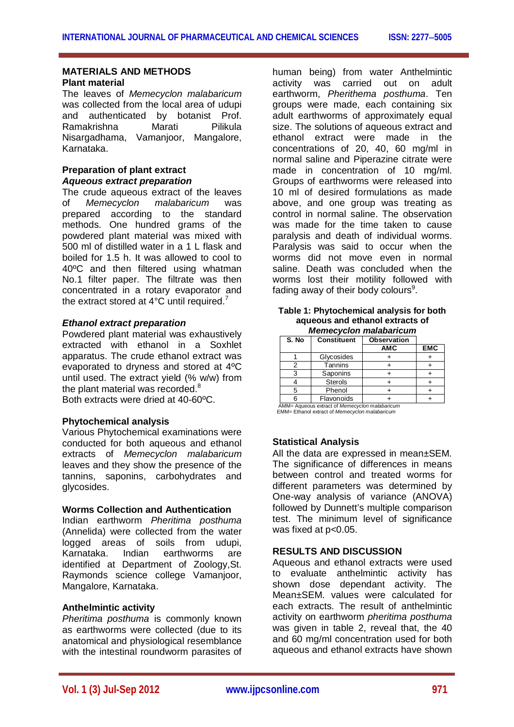## MATERIALS AND METHODS

### Plant material

The leaves of *Memecyclon malabaricum* was collected from the local area of udupi and authenticated by botanist Prof. Ramakrishna Marati Pilikula Nisargadhama, Vamanjoor, Mangalore, Karnataka.

### Preparation of plant extract

#### *Aqueous extract preparation*

The crude aqueous extract of the leaves of *Memecyclon malabaricum* was prepared according to the standard methods. One hundred grams of the powdered plant material was mixed with 500 ml of distilled water in a 1 L flask and boiled for 1.5 h. It was allowed to cool to 40ºC and then filtered using whatman No.1 filter paper. The filtrate was then concentrated in a rotary evaporator and the extract stored at 4°C until required.[7]

#### *Ethanol extract preparation*

Powdered plant material was exhaustively extracted with ethanol in a Soxhlet apparatus. The crude ethanol extract was evaporated to dryness and stored at 4ºC until used. The extract yield (% w/w) from the plant material was recorded.[8]

Both extracts were dried at 40-60ºC.

### Phytochemical analysis

Various Phytochemical examinations were conducted for both aqueous and ethanol extracts of *Memecyclon malabaricum* leaves and they show the presence of the tannins, saponins, carbohydrates and glycosides.

### Worms Collection and Authentication

Indian earthworm *Pheritima posthuma* (Annelida) were collected from the water logged areas of soils from udupi, Karnataka. Indian earthworms are identified at Department of Zoology,St. Raymonds science college Vamanjoor, Mangalore, Karnataka.

### Anthelmintic activity

*Pheritima posthuma* is commonly known as earthworms were collected (due to its anatomical and physiological resemblance with the intestinal roundworm parasites of human being) from water Anthelmintic activity was carried out on adult earthworm, *Pherithema posthuma*. Ten groups were made, each containing six adult earthworms of approximately equal size. The solutions of aqueous extract and ethanol extract were made in the concentrations of 20, 40, 60 mg/ml in normal saline and Piperazine citrate were made in concentration of 10 mg/ml. Groups of earthworms were released into 10 ml of desired formulations as made above, and one group was treating as control in normal saline. The observation was made for the time taken to cause paralysis and death of individual worms. Paralysis was said to occur when the worms did not move even in normal saline. Death was concluded when the worms lost their motility followed with fading away of their body colours[9].

**Table 1: Phytochemical analysis for both aqueous and ethanol extracts of *Memecyclon malabaricum***

| S. No | Constituent | Observation | |
|---|---|---|---|
| | | AMC | EMC |
| 1 | Glycosides | + | + |
| 2 | Tannins | + | + |
| 3 | Saponins | + | + |
| 4 | Sterols | + | + |
| 5 | Phenol | + | + |
| 6 | Flavonoids | + | + |

AMM= Aqueous extract of *Memecyclon malabaricum*
EMM= Ethanol extract of *Memecyclon malabaricum*

### Statistical Analysis

All the data are expressed in mean±SEM. The significance of differences in means between control and treated worms for different parameters was determined by One-way analysis of variance (ANOVA) followed by Dunnett's multiple comparison test. The minimum level of significance was fixed at $p<0.05$.

## RESULTS AND DISCUSSION

Aqueous and ethanol extracts were used to evaluate anthelmintic activity has shown dose dependant activity. The Mean±SEM. values were calculated for each extracts. The result of anthelmintic activity on earthworm *pheritima posthuma* was given in table 2, reveal that, the 40 and 60 mg/ml concentration used for both aqueous and ethanol extracts have shown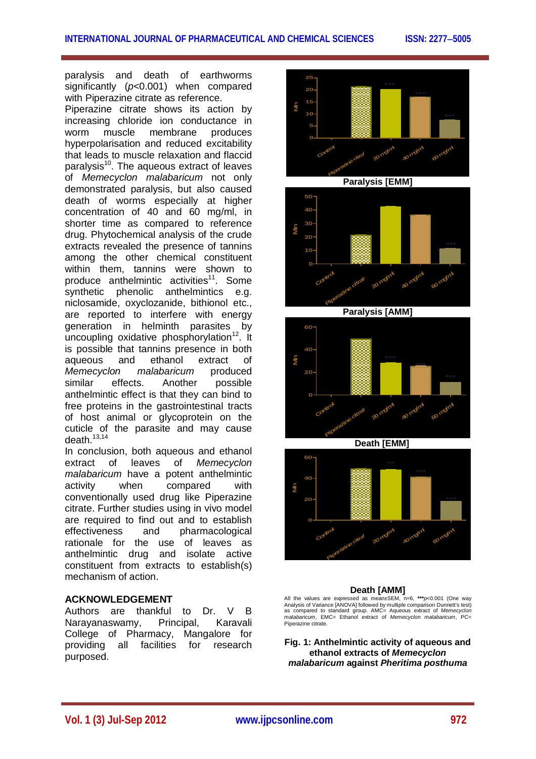paralysis and death of earthworms significantly ($p$<0.001) when compared with Piperazine citrate as reference.

Piperazine citrate shows its action by increasing chloride ion conductance in worm muscle membrane produces hyperpolarisation and reduced excitability that leads to muscle relaxation and flaccid paralysis[10]. The aqueous extract of leaves of *Memecyclon malabaricum* not only demonstrated paralysis, but also caused death of worms especially at higher concentration of 40 and 60 mg/ml, in shorter time as compared to reference drug. Phytochemical analysis of the crude extracts revealed the presence of tannins among the other chemical constituent within them, tannins were shown to produce anthelmintic activities[11]. Some synthetic phenolic anthelmintics e.g. niclosamide, oxyclozanide, bithionol etc., are reported to interfere with energy generation in helminth parasites by uncoupling oxidative phosphorylation[12]. It is possible that tannins presence in both aqueous and ethanol extract of *Memecyclon malabaricum* produced similar effects. Another possible anthelmintic effect is that they can bind to free proteins in the gastrointestinal tracts of host animal or glycoprotein on the cuticle of the parasite and may cause death.[13,14]

In conclusion, both aqueous and ethanol extract of leaves of *Memecyclon malabaricum* have a potent anthelmintic activity when compared with conventionally used drug like Piperazine citrate. Further studies using in vivo model are required to find out and to establish effectiveness and pharmacological rationale for the use of leaves as anthelmintic drug and isolate active constituent from extracts to establish(s) mechanism of action.

## ACKNOWLEDGEMENT

Authors are thankful to Dr. V B Narayanaswamy, Principal, Karavali College of Pharmacy, Mangalore for providing all facilities for research purposed.

Paralysis [EMM]

Paralysis [AMM]

Death [EMM]

Death [AMM]

All the values are expressed as mean±SEM, n=6, ***$p$<0.001 (One way Analysis of Variance [ANOVA] followed by multiple comparison Dunnett's test) as compared to standard group. AMC= Aqueous extract of *Memecyclon malabaricum*, EMC= Ethanol extract of *Memecyclon malabaricum*, PC= Piperazine citrate.

**Fig. 1: Anthelmintic activity of aqueous and ethanol extracts of *Memecyclon malabaricum* against *Pheritima posthuma***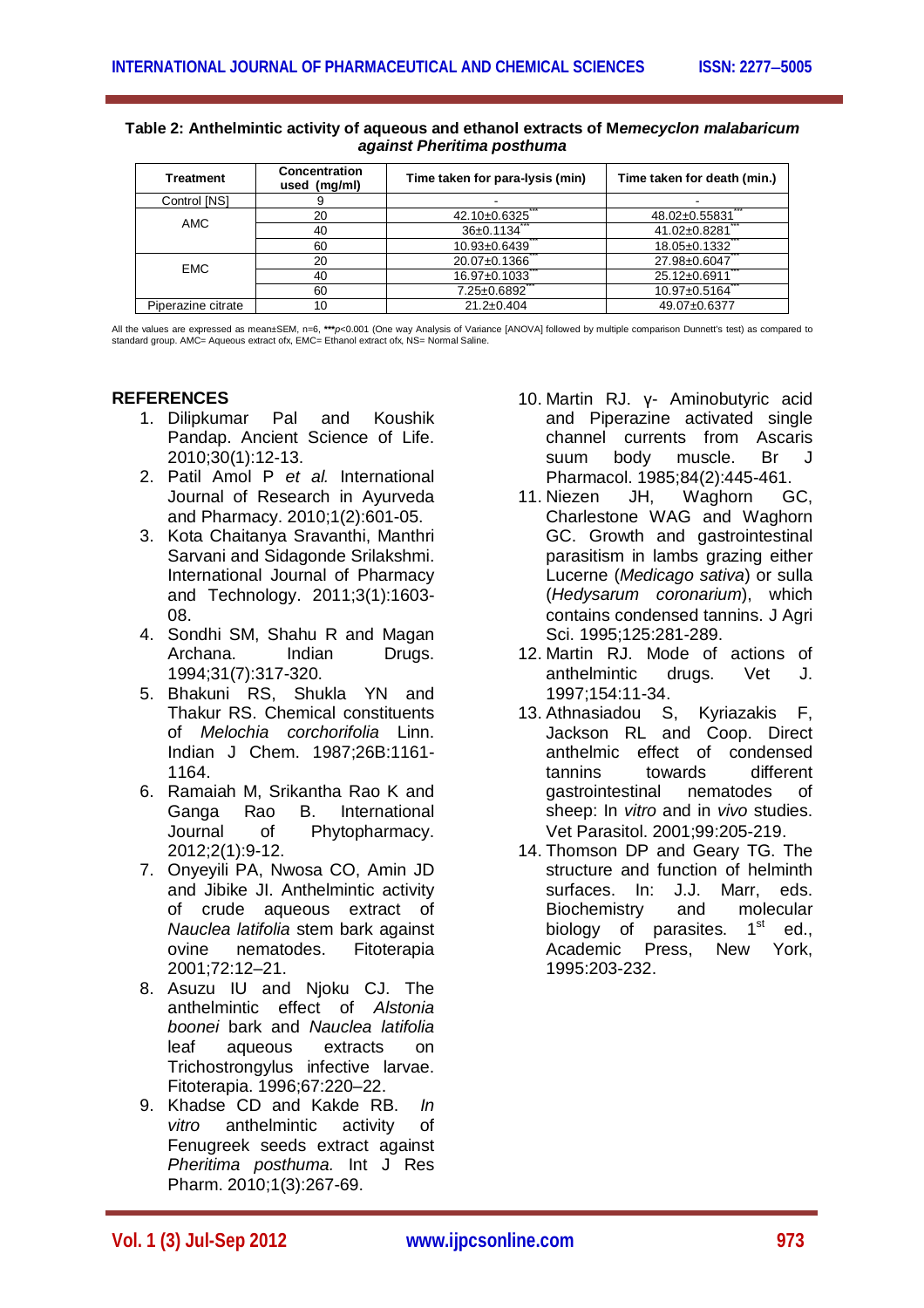**Table 2: Anthelmintic activity of aqueous and ethanol extracts of M*emecyclon malabaricum* against *Pheritima posthuma***

| Treatment | Concentration used (mg/ml) | Time taken for para-lysis (min) | Time taken for death (min.) |
|---|---|---|---|
| Control [NS] | 9 | - | - |
| AMC | 20 | 42.10±0.6325*** | 48.02±0.55831*** |
| | 40 | 36±0.1134*** | 41.02±0.8281*** |
| | 60 | 10.93±0.6439*** | 18.05±0.1332*** |
| EMC | 20 | 20.07±0.1366*** | 27.98±0.6047*** |
| | 40 | 16.97±0.1033*** | 25.12±0.6911*** |
| | 60 | 7.25±0.6892*** | 10.97±0.5164*** |
| Piperazine citrate | 10 | 21.2±0.404 | 49.07±0.6377 |

All the values are expressed as mean±SEM, n=6, ***$p$<0.001 (One way Analysis of Variance [ANOVA] followed by multiple comparison Dunnett's test) as compared to standard group. AMC= Aqueous extract ofx, EMC= Ethanol extract ofx, NS= Normal Saline.

## REFERENCES

1. Dilipkumar Pal and Koushik Pandap. Ancient Science of Life. 2010;30(1):12-13.
2. Patil Amol P *et al.* International Journal of Research in Ayurveda and Pharmacy. 2010;1(2):601-05.
3. Kota Chaitanya Sravanthi, Manthri Sarvani and Sidagonde Srilakshmi. International Journal of Pharmacy and Technology. 2011;3(1):1603-08.
4. Sondhi SM, Shahu R and Magan Archana. Indian Drugs. 1994;31(7):317-320.
5. Bhakuni RS, Shukla YN and Thakur RS. Chemical constituents of *Melochia corchorifolia* Linn. Indian J Chem. 1987;26B:1161-1164.
6. Ramaiah M, Srikantha Rao K and Ganga Rao B. International Journal of Phytopharmacy. 2012;2(1):9-12.
7. Onyeyili PA, Nwosa CO, Amin JD and Jibike JI. Anthelmintic activity of crude aqueous extract of *Nauclea latifolia* stem bark against ovine nematodes. Fitoterapia 2001;72:12–21.
8. Asuzu IU and Njoku CJ. The anthelmintic effect of *Alstonia boonei* bark and *Nauclea latifolia* leaf aqueous extracts on Trichostrongylus infective larvae. Fitoterapia. 1996;67:220–22.
9. Khadse CD and Kakde RB. *In vitro* anthelmintic activity of Fenugreek seeds extract against *Pheritima posthuma.* Int J Res Pharm. 2010;1(3):267-69.
10. Martin RJ. γ- Aminobutyric acid and Piperazine activated single channel currents from Ascaris suum body muscle. Br J Pharmacol. 1985;84(2):445-461.
11. Niezen JH, Waghorn GC, Charlestone WAG and Waghorn GC. Growth and gastrointestinal parasitism in lambs grazing either Lucerne (*Medicago sativa*) or sulla (*Hedysarum coronarium*), which contains condensed tannins. J Agri Sci. 1995;125:281-289.
12. Martin RJ. Mode of actions of anthelmintic drugs. Vet J. 1997;154:11-34.
13. Athnasiadou S, Kyriazakis F, Jackson RL and Coop. Direct anthelmic effect of condensed tannins towards different gastrointestinal nematodes of sheep: In *vitro* and in *vivo* studies. Vet Parasitol. 2001;99:205-219.
14. Thomson DP and Geary TG. The structure and function of helminth surfaces. In: J.J. Marr, eds. Biochemistry and molecular biology of parasites. 1st ed., Academic Press, New York, 1995:203-232.